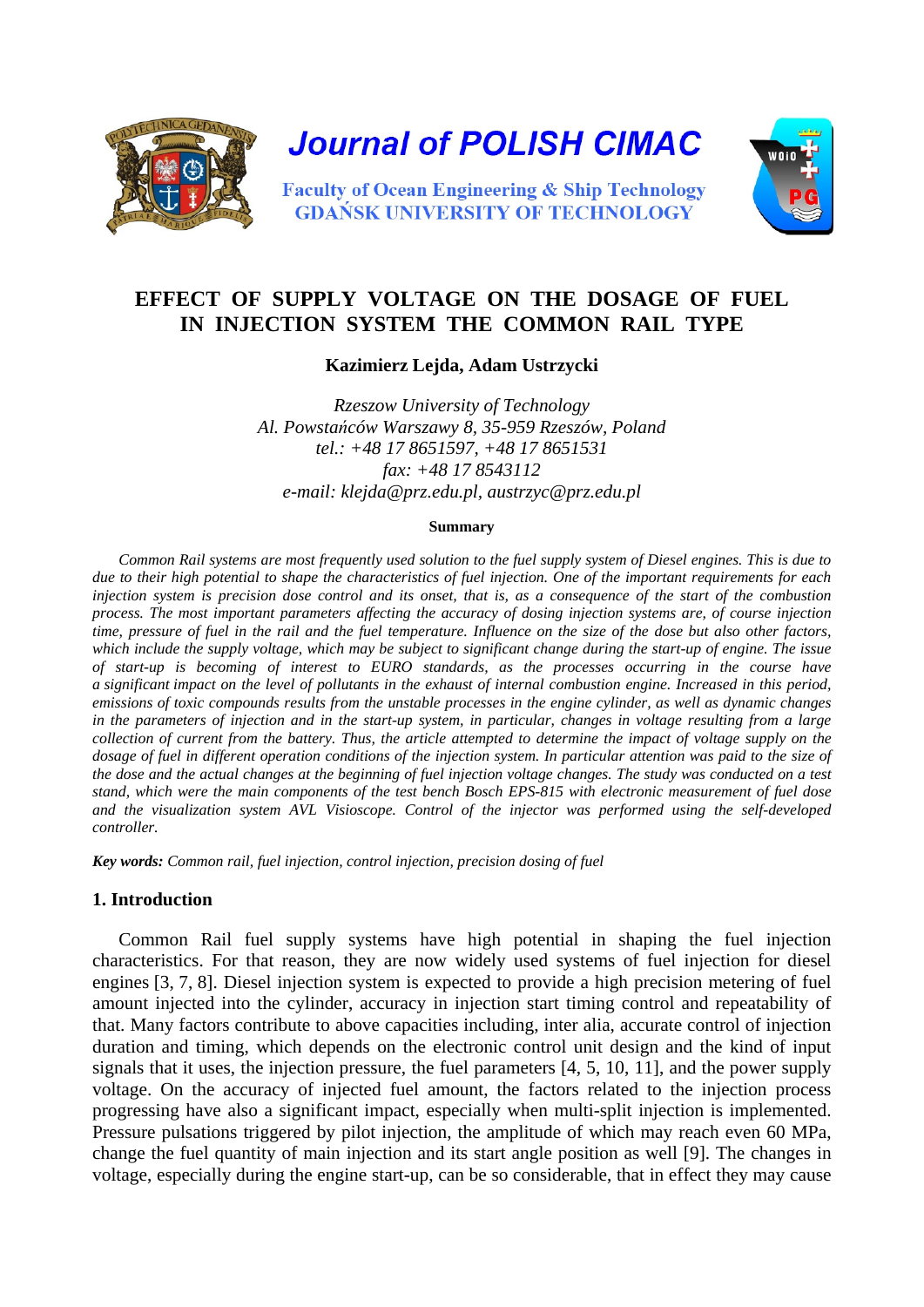Journal of POLISH CIMAC

Faculty of Ocean Engineering & Ship Technology
GDAŃSK UNIVERSITY OF TECHNOLOGY

# EFFECT OF SUPPLY VOLTAGE ON THE DOSAGE OF FUEL IN INJECTION SYSTEM THE COMMON RAIL TYPE

**Kazimierz Lejda, Adam Ustrzycki**

*Rzeszow University of Technology*
*Al. Powstańców Warszawy 8, 35-959 Rzeszów, Poland*
*tel.: +48 17 8651597, +48 17 8651531*
*fax: +48 17 8543112*
*e-mail: klejda@prz.edu.pl, austrzyc@prz.edu.pl*

**Summary**

*Common Rail systems are most frequently used solution to the fuel supply system of Diesel engines. This is due to due to their high potential to shape the characteristics of fuel injection. One of the important requirements for each injection system is precision dose control and its onset, that is, as a consequence of the start of the combustion process. The most important parameters affecting the accuracy of dosing injection systems are, of course injection time, pressure of fuel in the rail and the fuel temperature. Influence on the size of the dose but also other factors, which include the supply voltage, which may be subject to significant change during the start-up of engine. The issue of start-up is becoming of interest to EURO standards, as the processes occurring in the course have a significant impact on the level of pollutants in the exhaust of internal combustion engine. Increased in this period, emissions of toxic compounds results from the unstable processes in the engine cylinder, as well as dynamic changes in the parameters of injection and in the start-up system, in particular, changes in voltage resulting from a large collection of current from the battery. Thus, the article attempted to determine the impact of voltage supply on the dosage of fuel in different operation conditions of the injection system. In particular attention was paid to the size of the dose and the actual changes at the beginning of fuel injection voltage changes. The study was conducted on a test stand, which were the main components of the test bench Bosch EPS-815 with electronic measurement of fuel dose and the visualization system AVL Visioscope. Control of the injector was performed using the self-developed controller.*

***Key words:*** *Common rail, fuel injection, control injection, precision dosing of fuel*

## 1. Introduction

Common Rail fuel supply systems have high potential in shaping the fuel injection characteristics. For that reason, they are now widely used systems of fuel injection for diesel engines [3, 7, 8]. Diesel injection system is expected to provide a high precision metering of fuel amount injected into the cylinder, accuracy in injection start timing control and repeatability of that. Many factors contribute to above capacities including, inter alia, accurate control of injection duration and timing, which depends on the electronic control unit design and the kind of input signals that it uses, the injection pressure, the fuel parameters [4, 5, 10, 11], and the power supply voltage. On the accuracy of injected fuel amount, the factors related to the injection process progressing have also a significant impact, especially when multi-split injection is implemented. Pressure pulsations triggered by pilot injection, the amplitude of which may reach even 60 MPa, change the fuel quantity of main injection and its start angle position as well [9]. The changes in voltage, especially during the engine start-up, can be so considerable, that in effect they may cause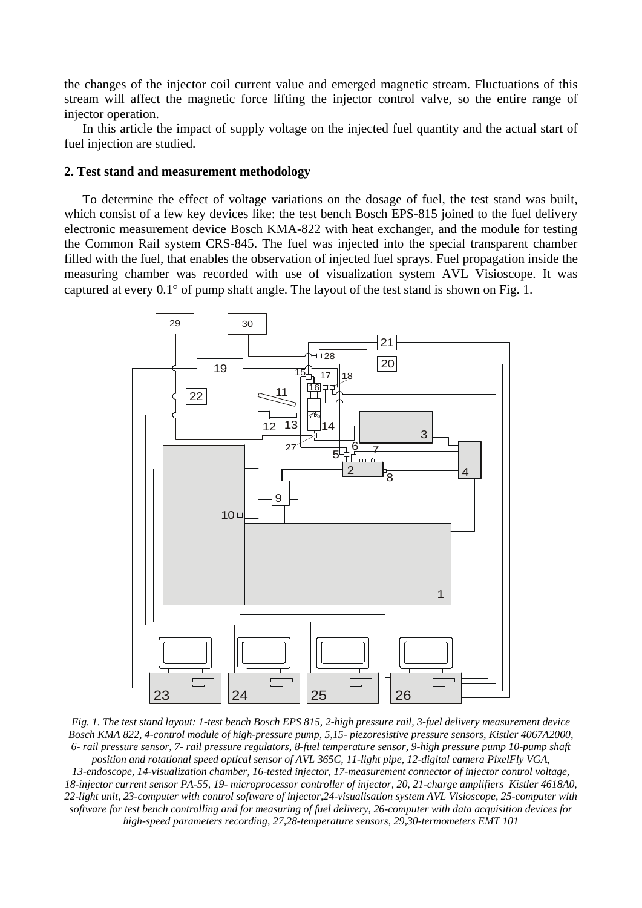the changes of the injector coil current value and emerged magnetic stream. Fluctuations of this stream will affect the magnetic force lifting the injector control valve, so the entire range of injector operation.

In this article the impact of supply voltage on the injected fuel quantity and the actual start of fuel injection are studied.

## 2. Test stand and measurement methodology

To determine the effect of voltage variations on the dosage of fuel, the test stand was built, which consist of a few key devices like: the test bench Bosch EPS-815 joined to the fuel delivery electronic measurement device Bosch KMA-822 with heat exchanger, and the module for testing the Common Rail system CRS-845. The fuel was injected into the special transparent chamber filled with the fuel, that enables the observation of injected fuel sprays. Fuel propagation inside the measuring chamber was recorded with use of visualization system AVL Visioscope. It was captured at every 0.1° of pump shaft angle. The layout of the test stand is shown on Fig. 1.

29
30
21
28
20
19
15
17
18
16
22
11
12
13
14
3
27
6
7
5
2
8
4
9
10
1
23
24
25
26

*Fig. 1. The test stand layout: 1-test bench Bosch EPS 815, 2-high pressure rail, 3-fuel delivery measurement device Bosch KMA 822, 4-control module of high-pressure pump, 5,15- piezoresistive pressure sensors, Kistler 4067A2000, 6- rail pressure sensor, 7- rail pressure regulators, 8-fuel temperature sensor, 9-high pressure pump 10-pump shaft position and rotational speed optical sensor of AVL 365C, 11-light pipe, 12-digital camera PixelFly VGA, 13-endoscope, 14-visualization chamber, 16-tested injector, 17-measurement connector of injector control voltage, 18-injector current sensor PA-55, 19- microprocessor controller of injector, 20, 21-charge amplifiers Kistler 4618A0, 22-light unit, 23-computer with control software of injector,24-visualisation system AVL Visioscope, 25-computer with software for test bench controlling and for measuring of fuel delivery, 26-computer with data acquisition devices for high-speed parameters recording, 27,28-temperature sensors, 29,30-termometers EMT 101*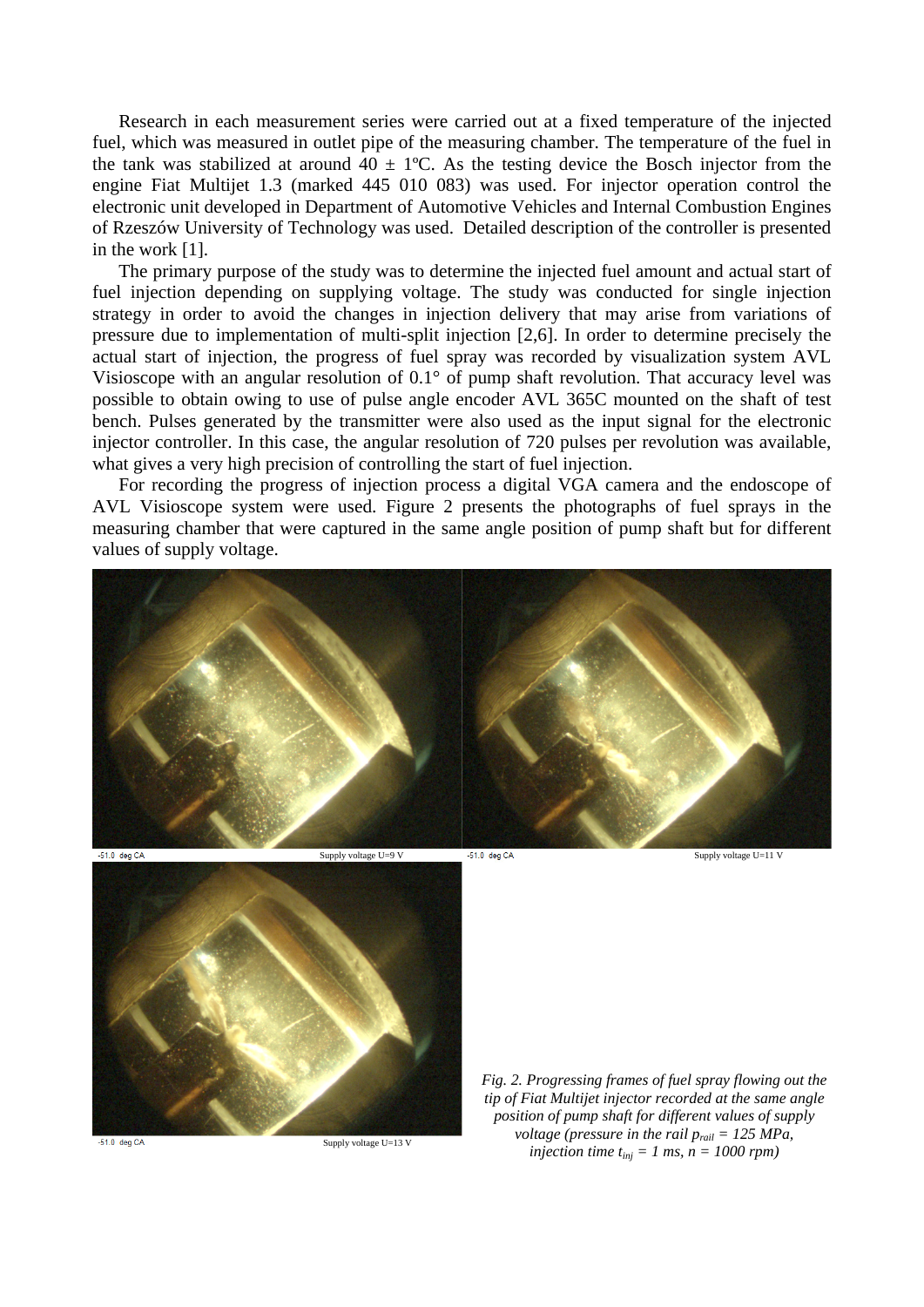Research in each measurement series were carried out at a fixed temperature of the injected fuel, which was measured in outlet pipe of the measuring chamber. The temperature of the fuel in the tank was stabilized at around 40 ± 1ºC. As the testing device the Bosch injector from the engine Fiat Multijet 1.3 (marked 445 010 083) was used. For injector operation control the electronic unit developed in Department of Automotive Vehicles and Internal Combustion Engines of Rzeszów University of Technology was used. Detailed description of the controller is presented in the work [1].

The primary purpose of the study was to determine the injected fuel amount and actual start of fuel injection depending on supplying voltage. The study was conducted for single injection strategy in order to avoid the changes in injection delivery that may arise from variations of pressure due to implementation of multi-split injection [2,6]. In order to determine precisely the actual start of injection, the progress of fuel spray was recorded by visualization system AVL Visioscope with an angular resolution of 0.1° of pump shaft revolution. That accuracy level was possible to obtain owing to use of pulse angle encoder AVL 365C mounted on the shaft of test bench. Pulses generated by the transmitter were also used as the input signal for the electronic injector controller. In this case, the angular resolution of 720 pulses per revolution was available, what gives a very high precision of controlling the start of fuel injection.

For recording the progress of injection process a digital VGA camera and the endoscope of AVL Visioscope system were used. Figure 2 presents the photographs of fuel sprays in the measuring chamber that were captured in the same angle position of pump shaft but for different values of supply voltage.

-51.0 deg CA

Supply voltage U=9 V

-51.0 deg CA

Supply voltage U=11 V

-51.0 deg CA

Supply voltage U=13 V

*Fig. 2. Progressing frames of fuel spray flowing out the tip of Fiat Multijet injector recorded at the same angle position of pump shaft for different values of supply voltage (pressure in the rail $p_{rail}$ = 125 MPa, injection time $t_{inj}$ = 1 ms, n = 1000 rpm)*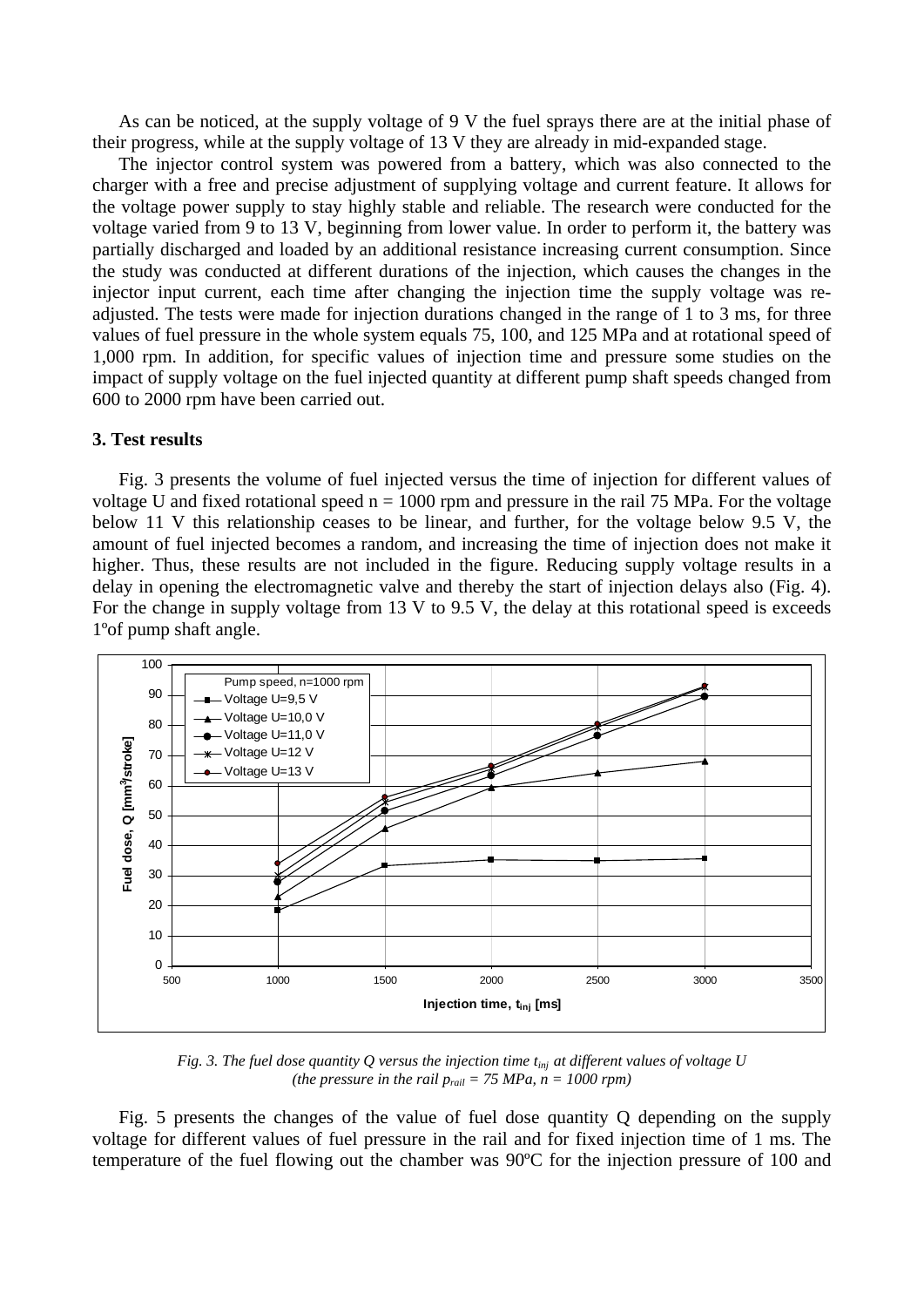As can be noticed, at the supply voltage of 9 V the fuel sprays there are at the initial phase of their progress, while at the supply voltage of 13 V they are already in mid-expanded stage.

The injector control system was powered from a battery, which was also connected to the charger with a free and precise adjustment of supplying voltage and current feature. It allows for the voltage power supply to stay highly stable and reliable. The research were conducted for the voltage varied from 9 to 13 V, beginning from lower value. In order to perform it, the battery was partially discharged and loaded by an additional resistance increasing current consumption. Since the study was conducted at different durations of the injection, which causes the changes in the injector input current, each time after changing the injection time the supply voltage was re-adjusted. The tests were made for injection durations changed in the range of 1 to 3 ms, for three values of fuel pressure in the whole system equals 75, 100, and 125 MPa and at rotational speed of 1,000 rpm. In addition, for specific values of injection time and pressure some studies on the impact of supply voltage on the fuel injected quantity at different pump shaft speeds changed from 600 to 2000 rpm have been carried out.

### 3. Test results

Fig. 3 presents the volume of fuel injected versus the time of injection for different values of voltage U and fixed rotational speed n = 1000 rpm and pressure in the rail 75 MPa. For the voltage below 11 V this relationship ceases to be linear, and further, for the voltage below 9.5 V, the amount of fuel injected becomes a random, and increasing the time of injection does not make it higher. Thus, these results are not included in the figure. Reducing supply voltage results in a delay in opening the electromagnetic valve and thereby the start of injection delays also (Fig. 4). For the change in supply voltage from 13 V to 9.5 V, the delay at this rotational speed is exceeds 1ºof pump shaft angle.

Pump speed, n=1000 rpm
Voltage U=9,5 V
Voltage U=10,0 V
Voltage U=11,0 V
Voltage U=12 V
Voltage U=13 V

Fuel dose, Q [mm$^3$/stroke]
0
10
20
30
40
50
60
70
80
90
100

Injection time, $t_{inj}$ [ms]
500
1000
1500
2000
2500
3000
3500

*Fig. 3. The fuel dose quantity Q versus the injection time $t_{inj}$ at different values of voltage U (the pressure in the rail $p_{rail}$ = 75 MPa, n = 1000 rpm)*

Fig. 5 presents the changes of the value of fuel dose quantity Q depending on the supply voltage for different values of fuel pressure in the rail and for fixed injection time of 1 ms. The temperature of the fuel flowing out the chamber was 90ºC for the injection pressure of 100 and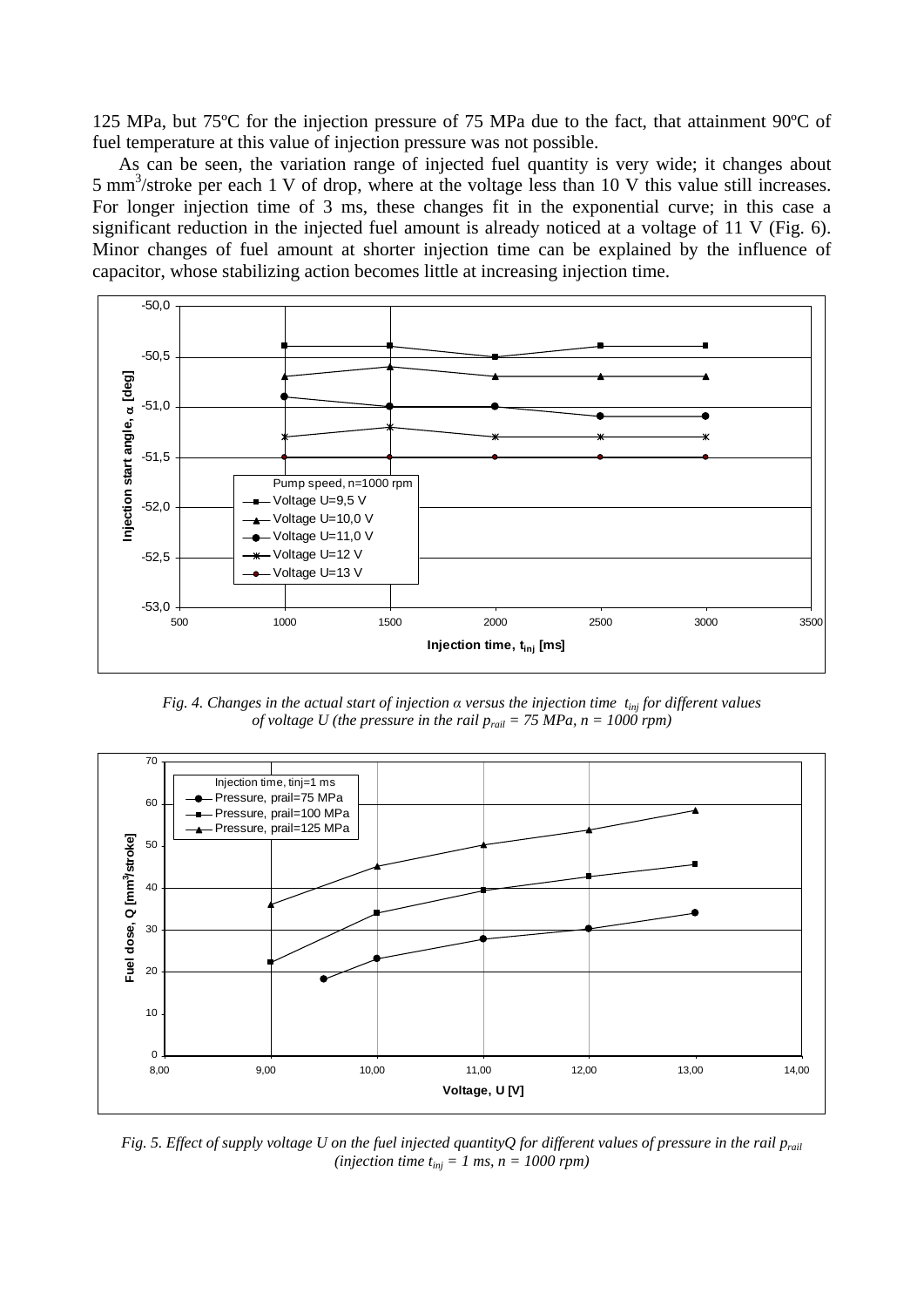125 MPa, but 75ºC for the injection pressure of 75 MPa due to the fact, that attainment 90ºC of fuel temperature at this value of injection pressure was not possible.

As can be seen, the variation range of injected fuel quantity is very wide; it changes about 5 $mm^3$/stroke per each 1 V of drop, where at the voltage less than 10 V this value still increases. For longer injection time of 3 ms, these changes fit in the exponential curve; in this case a significant reduction in the injected fuel amount is already noticed at a voltage of 11 V (Fig. 6). Minor changes of fuel amount at shorter injection time can be explained by the influence of capacitor, whose stabilizing action becomes little at increasing injection time.

-50,0
-50,5
-51,0
-51,5
-52,0
-52,5
-53,0

Injection start angle, α [deg]

Pump speed, n=1000 rpm
Voltage U=9,5 V
Voltage U=10,0 V
Voltage U=11,0 V
Voltage U=12 V
Voltage U=13 V

500 1000 1500 2000 2500 3000 3500

Injection time, $t_{inj}$ [ms]

*Fig. 4. Changes in the actual start of injection α versus the injection time $t_{inj}$ for different values of voltage U (the pressure in the rail $p_{rail}$ = 75 MPa, n = 1000 rpm)*

70
60
50
40
30
20
10
0

Fuel dose, Q [$mm^3$/stroke]

Injection time, tinj=1 ms
Pressure, prail=75 MPa
Pressure, prail=100 MPa
Pressure, prail=125 MPa

8,00 9,00 10,00 11,00 12,00 13,00 14,00

Voltage, U [V]

*Fig. 5. Effect of supply voltage U on the fuel injected quantityQ for different values of pressure in the rail $p_{rail}$ (injection time $t_{inj}$ = 1 ms, n = 1000 rpm)*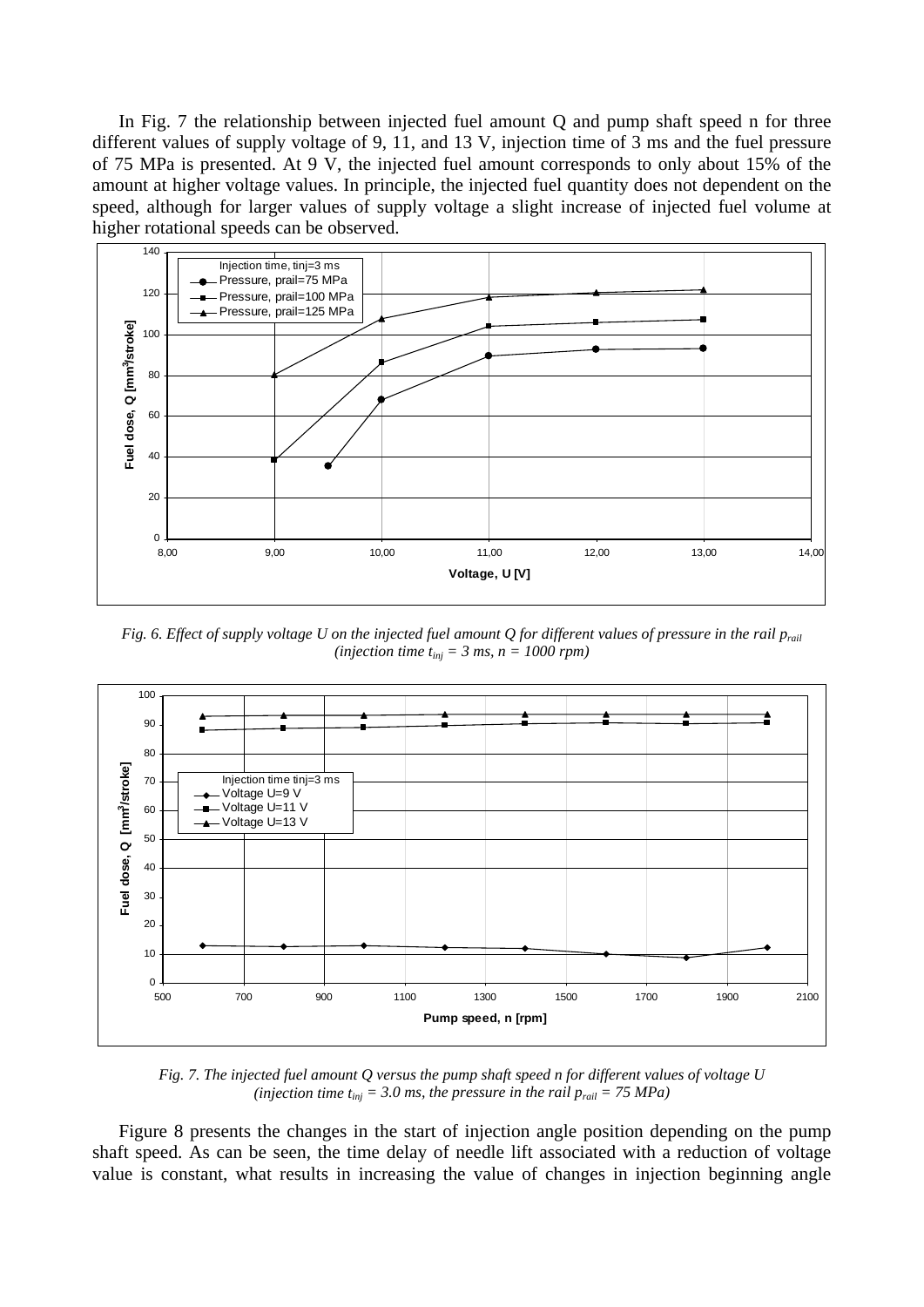In Fig. 7 the relationship between injected fuel amount Q and pump shaft speed n for three different values of supply voltage of 9, 11, and 13 V, injection time of 3 ms and the fuel pressure of 75 MPa is presented. At 9 V, the injected fuel amount corresponds to only about 15% of the amount at higher voltage values. In principle, the injected fuel quantity does not dependent on the speed, although for larger values of supply voltage a slight increase of injected fuel volume at higher rotational speeds can be observed.

Injection time, tinj=3 ms
Pressure, prail=75 MPa
Pressure, prail=100 MPa
Pressure, prail=125 MPa

Fuel dose, Q [mm³/stroke]

0
20
40
60
80
100
120
140

8,00
9,00
10,00
11,00
12,00
13,00
14,00

Voltage, U [V]

*Fig. 6. Effect of supply voltage U on the injected fuel amount Q for different values of pressure in the rail $p_{rail}$ (injection time $t_{inj}$ = 3 ms, n = 1000 rpm)*

Injection time tinj=3 ms
Voltage U=9 V
Voltage U=11 V
Voltage U=13 V

Fuel dose, Q [mm³/stroke]

0
10
20
30
40
50
60
70
80
90
100

500
700
900
1100
1300
1500
1700
1900
2100

Pump speed, n [rpm]

*Fig. 7. The injected fuel amount Q versus the pump shaft speed n for different values of voltage U (injection time $t_{inj}$ = 3.0 ms, the pressure in the rail $p_{rail}$ = 75 MPa)*

Figure 8 presents the changes in the start of injection angle position depending on the pump shaft speed. As can be seen, the time delay of needle lift associated with a reduction of voltage value is constant, what results in increasing the value of changes in injection beginning angle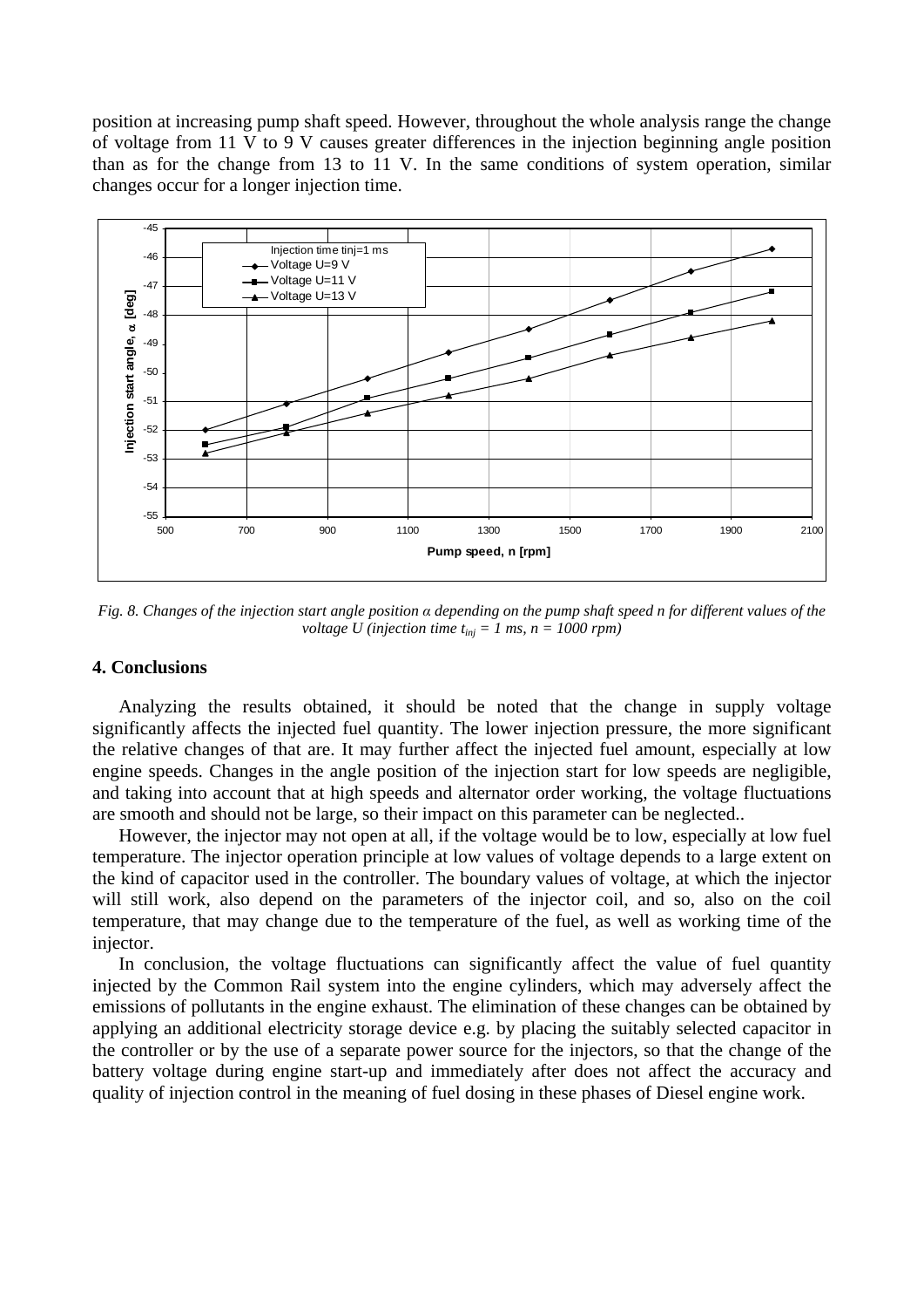position at increasing pump shaft speed. However, throughout the whole analysis range the change of voltage from 11 V to 9 V causes greater differences in the injection beginning angle position than as for the change from 13 to 11 V. In the same conditions of system operation, similar changes occur for a longer injection time.

Injection time tinj=1 ms
Voltage U=9 V
Voltage U=11 V
Voltage U=13 V

Injection start angle, α [deg]

-45
-46
-47
-48
-49
-50
-51
-52
-53
-54
-55

500 700 900 1100 1300 1500 1700 1900 2100

Pump speed, n [rpm]

*Fig. 8. Changes of the injection start angle position α depending on the pump shaft speed n for different values of the voltage U (injection time $t_{inj}$ = 1 ms, n = 1000 rpm)*

## 4. Conclusions

Analyzing the results obtained, it should be noted that the change in supply voltage significantly affects the injected fuel quantity. The lower injection pressure, the more significant the relative changes of that are. It may further affect the injected fuel amount, especially at low engine speeds. Changes in the angle position of the injection start for low speeds are negligible, and taking into account that at high speeds and alternator order working, the voltage fluctuations are smooth and should not be large, so their impact on this parameter can be neglected..

However, the injector may not open at all, if the voltage would be to low, especially at low fuel temperature. The injector operation principle at low values of voltage depends to a large extent on the kind of capacitor used in the controller. The boundary values of voltage, at which the injector will still work, also depend on the parameters of the injector coil, and so, also on the coil temperature, that may change due to the temperature of the fuel, as well as working time of the injector.

In conclusion, the voltage fluctuations can significantly affect the value of fuel quantity injected by the Common Rail system into the engine cylinders, which may adversely affect the emissions of pollutants in the engine exhaust. The elimination of these changes can be obtained by applying an additional electricity storage device e.g. by placing the suitably selected capacitor in the controller or by the use of a separate power source for the injectors, so that the change of the battery voltage during engine start-up and immediately after does not affect the accuracy and quality of injection control in the meaning of fuel dosing in these phases of Diesel engine work.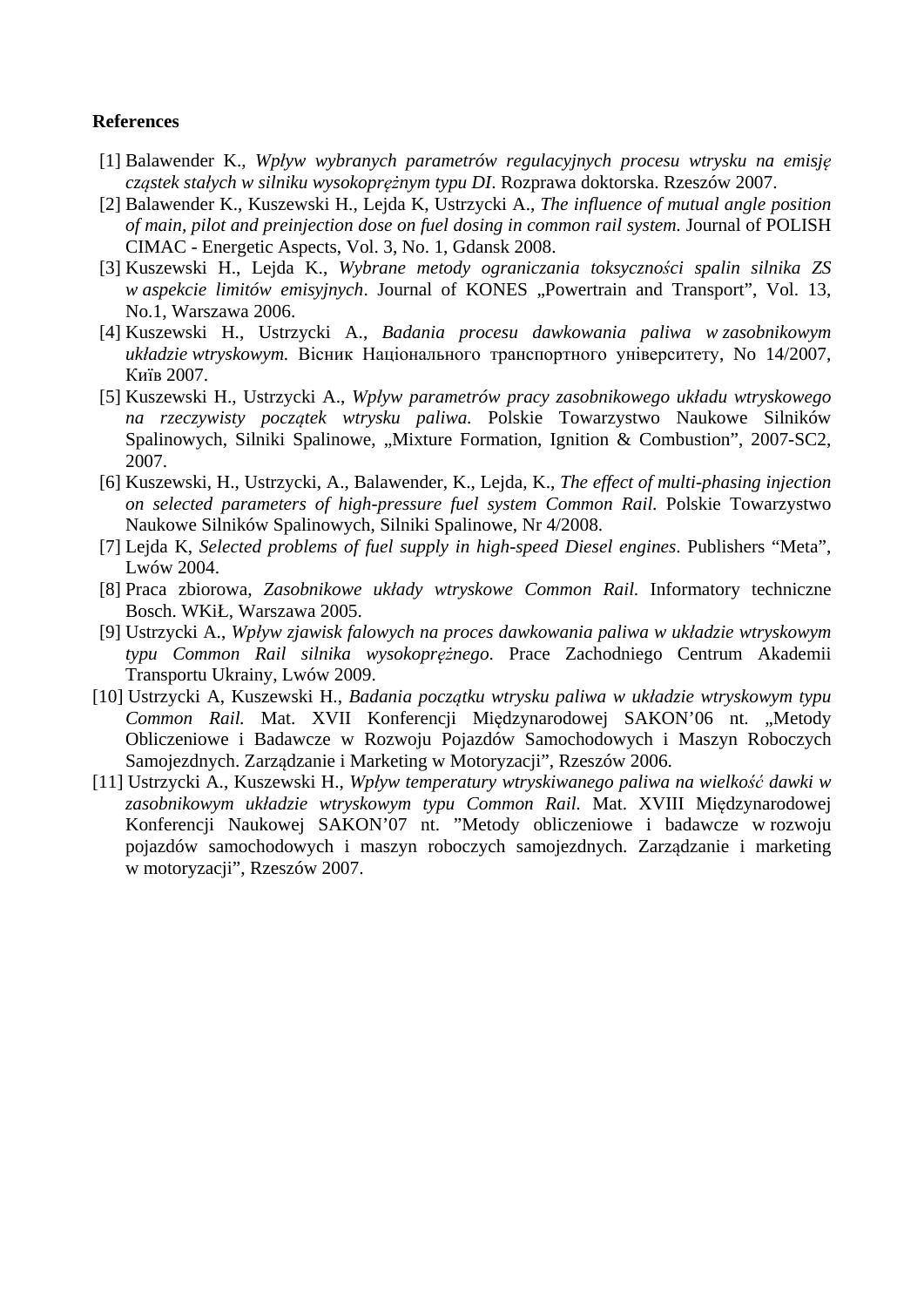**References**

[1] Balawender K., *Wpływ wybranych parametrów regulacyjnych procesu wtrysku na emisję cząstek stałych w silniku wysokoprężnym typu DI*. Rozprawa doktorska. Rzeszów 2007.

[2] Balawender K., Kuszewski H., Lejda K, Ustrzycki A., *The influence of mutual angle position of main, pilot and preinjection dose on fuel dosing in common rail system.* Journal of POLISH CIMAC - Energetic Aspects, Vol. 3, No. 1, Gdansk 2008.

[3] Kuszewski H., Lejda K., *Wybrane metody ograniczania toksyczności spalin silnika ZS w aspekcie limitów emisyjnych*. Journal of KONES „Powertrain and Transport", Vol. 13, No.1, Warszawa 2006.

[4] Kuszewski H., Ustrzycki A., *Badania procesu dawkowania paliwa w zasobnikowym układzie wtryskowym.* Вісник Національного транспортного університету, No 14/2007, Київ 2007.

[5] Kuszewski H., Ustrzycki A., *Wpływ parametrów pracy zasobnikowego układu wtryskowego na rzeczywisty początek wtrysku paliwa.* Polskie Towarzystwo Naukowe Silników Spalinowych, Silniki Spalinowe, „Mixture Formation, Ignition & Combustion", 2007-SC2, 2007.

[6] Kuszewski, H., Ustrzycki, A., Balawender, K., Lejda, K., *The effect of multi-phasing injection on selected parameters of high-pressure fuel system Common Rail.* Polskie Towarzystwo Naukowe Silników Spalinowych, Silniki Spalinowe, Nr 4/2008.

[7] Lejda K, *Selected problems of fuel supply in high-speed Diesel engines*. Publishers "Meta", Lwów 2004.

[8] Praca zbiorowa, *Zasobnikowe układy wtryskowe Common Rail.* Informatory techniczne Bosch. WKiŁ, Warszawa 2005.

[9] Ustrzycki A., *Wpływ zjawisk falowych na proces dawkowania paliwa w układzie wtryskowym typu Common Rail silnika wysokoprężnego*. Prace Zachodniego Centrum Akademii Transportu Ukrainy, Lwów 2009.

[10] Ustrzycki A, Kuszewski H., *Badania początku wtrysku paliwa w układzie wtryskowym typu Common Rail.* Mat. XVII Konferencji Międzynarodowej SAKON'06 nt. „Metody Obliczeniowe i Badawcze w Rozwoju Pojazdów Samochodowych i Maszyn Roboczych Samojezdnych. Zarządzanie i Marketing w Motoryzacji", Rzeszów 2006.

[11] Ustrzycki A., Kuszewski H., *Wpływ temperatury wtryskiwanego paliwa na wielkość dawki w zasobnikowym układzie wtryskowym typu Common Rail.* Mat. XVIII Międzynarodowej Konferencji Naukowej SAKON'07 nt. "Metody obliczeniowe i badawcze w rozwoju pojazdów samochodowych i maszyn roboczych samojezdnych. Zarządzanie i marketing w motoryzacji", Rzeszów 2007.